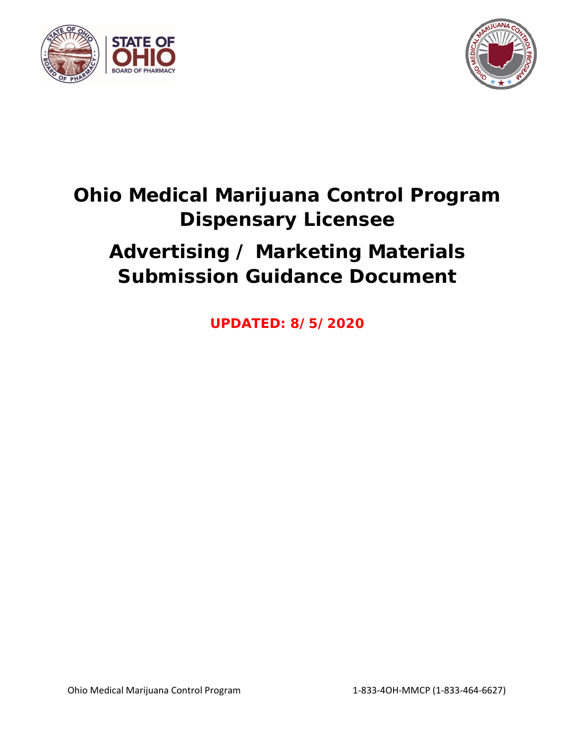# Ohio Medical Marijuana Control Program
# Dispensary Licensee

# Advertising / Marketing Materials Submission Guidance Document

**UPDATED: 8/5/2020**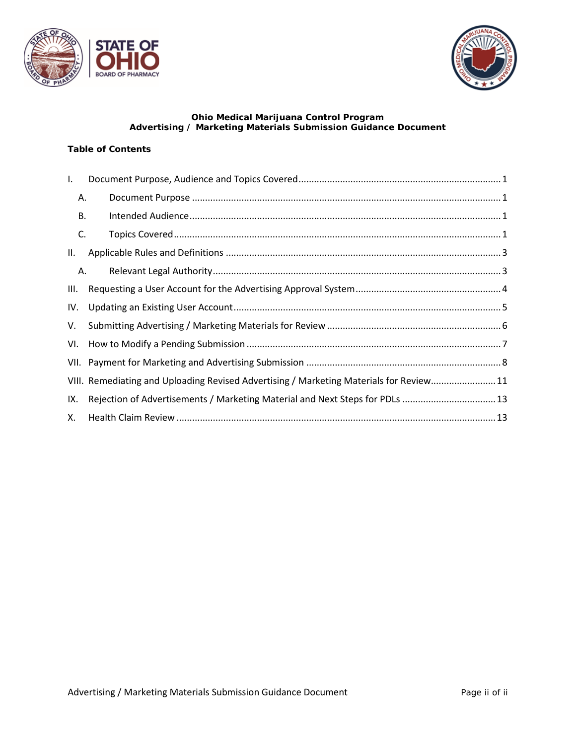**Ohio Medical Marijuana Control Program**
**Advertising / Marketing Materials Submission Guidance Document**

**Table of Contents**

- I. Document Purpose, Audience and Topics Covered ... 1
  - A. Document Purpose ... 1
  - B. Intended Audience ... 1
  - C. Topics Covered ... 1
- II. Applicable Rules and Definitions ... 3
  - A. Relevant Legal Authority ... 3
- III. Requesting a User Account for the Advertising Approval System ... 4
- IV. Updating an Existing User Account ... 5
- V. Submitting Advertising / Marketing Materials for Review ... 6
- VI. How to Modify a Pending Submission ... 7
- VII. Payment for Marketing and Advertising Submission ... 8
- VIII. Remediating and Uploading Revised Advertising / Marketing Materials for Review ... 11
- IX. Rejection of Advertisements / Marketing Material and Next Steps for PDLs ... 13
- X. Health Claim Review ... 13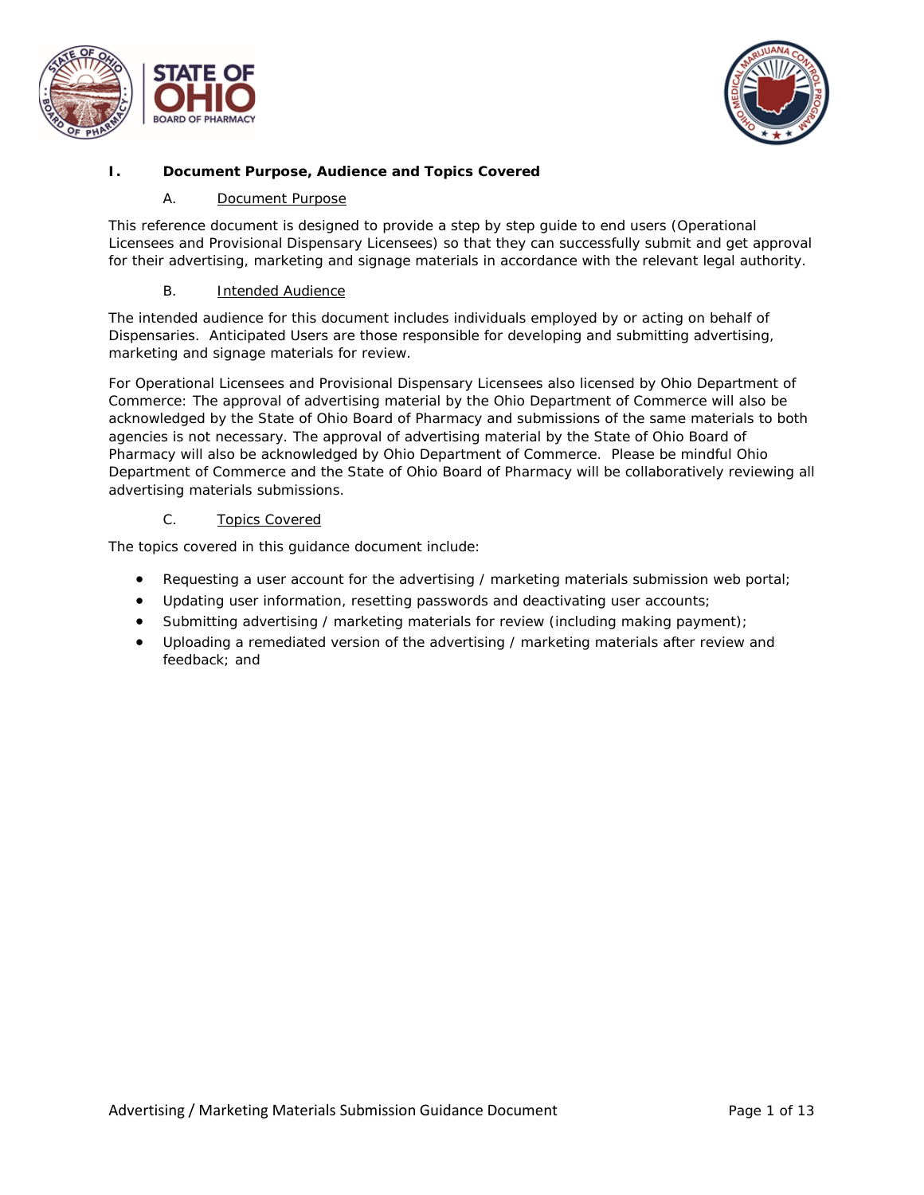## I. Document Purpose, Audience and Topics Covered

### A. Document Purpose

This reference document is designed to provide a step by step guide to end users (Operational Licensees and Provisional Dispensary Licensees) so that they can successfully submit and get approval for their advertising, marketing and signage materials in accordance with the relevant legal authority.

### B. Intended Audience

The intended audience for this document includes individuals employed by or acting on behalf of Dispensaries. Anticipated Users are those responsible for developing and submitting advertising, marketing and signage materials for review.

For Operational Licensees and Provisional Dispensary Licensees also licensed by Ohio Department of Commerce: The approval of advertising material by the Ohio Department of Commerce will also be acknowledged by the State of Ohio Board of Pharmacy and submissions of the same materials to both agencies is not necessary. The approval of advertising material by the State of Ohio Board of Pharmacy will also be acknowledged by Ohio Department of Commerce. Please be mindful Ohio Department of Commerce and the State of Ohio Board of Pharmacy will be collaboratively reviewing all advertising materials submissions.

### C. Topics Covered

The topics covered in this guidance document include:

- Requesting a user account for the advertising / marketing materials submission web portal;
- Updating user information, resetting passwords and deactivating user accounts;
- Submitting advertising / marketing materials for review (including making payment);
- Uploading a remediated version of the advertising / marketing materials after review and feedback; and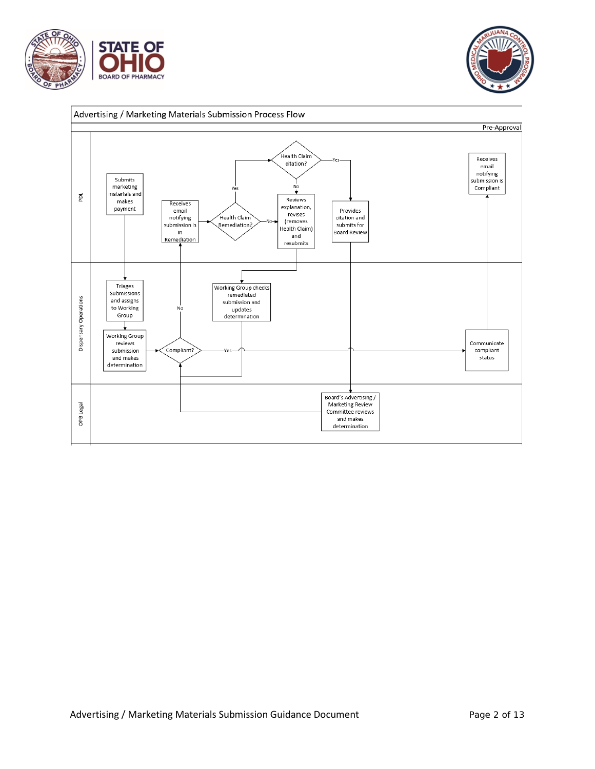## Advertising / Marketing Materials Submission Process Flow

Pre-Approval

**PDL**

- Submits marketing materials and makes payment
- Receives email notifying submission is in Remediation
- Health Claim Remediation?
  - Yes → Health Claim citation?
  - No → Reviews explanation, revises (removes Health Claim) and resubmits
- Health Claim citation?
  - Yes → Provides citation and submits for Board Review
  - No → Reviews explanation, revises (removes Health Claim) and resubmits
- Receives email notifying submission is Compliant

**Dispensary Operations**

- Triages Submissions and assigns to Working Group
- Working Group reviews submission and makes determination
- Compliant?
  - No → Receives email notifying submission is in Remediation
  - Yes → Communicate compliant status
- Working Group checks remediated submission and updates determination

**OPB Legal**

- Board's Advertising / Marketing Review Committee reviews and makes determination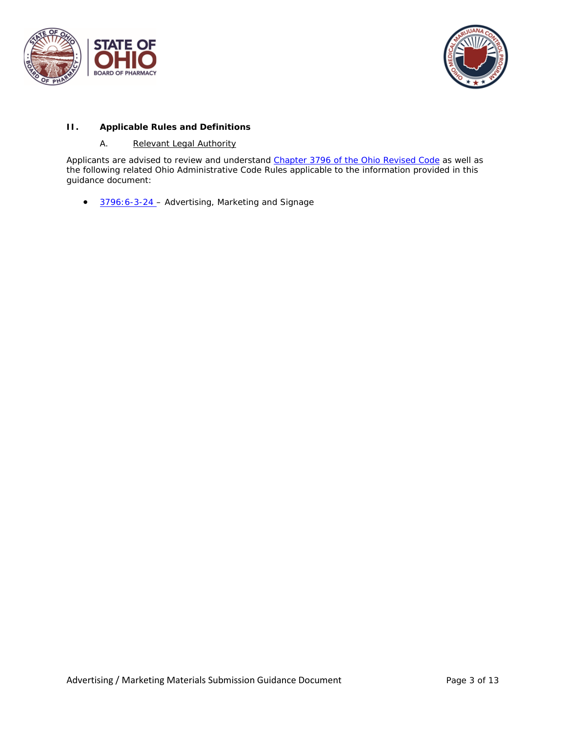## II. Applicable Rules and Definitions

### A. Relevant Legal Authority

Applicants are advised to review and understand [Chapter 3796 of the Ohio Revised Code] as well as the following related Ohio Administrative Code Rules applicable to the information provided in this guidance document:

- [3796:6-3-24] – Advertising, Marketing and Signage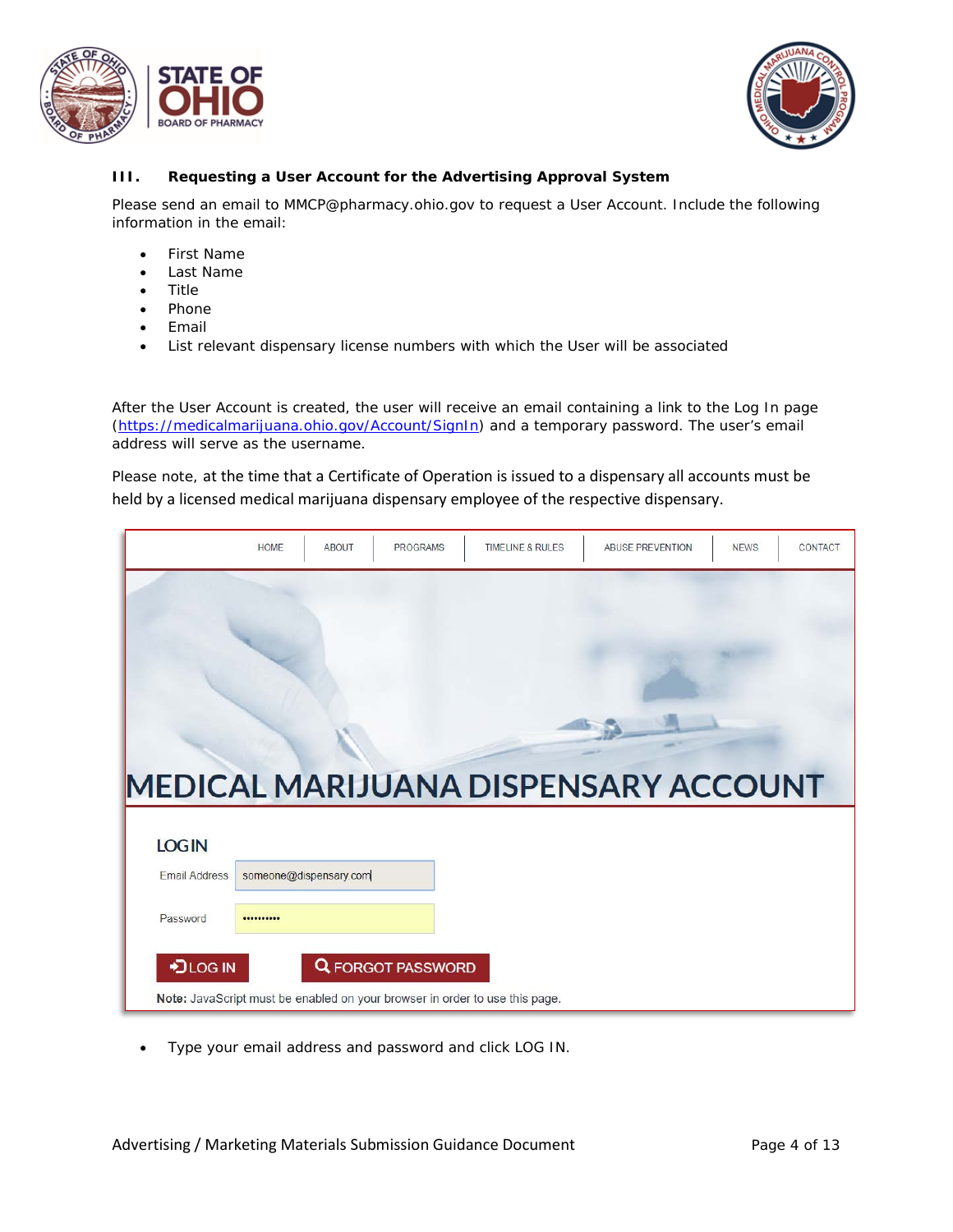### III. Requesting a User Account for the Advertising Approval System

Please send an email to MMCP@pharmacy.ohio.gov to request a User Account. Include the following information in the email:

- First Name
- Last Name
- Title
- Phone
- Email
- List relevant dispensary license numbers with which the User will be associated

After the User Account is created, the user will receive an email containing a link to the Log In page (https://medicalmarijuana.ohio.gov/Account/SignIn) and a temporary password. The user's email address will serve as the username.

Please note, at the time that a Certificate of Operation is issued to a dispensary all accounts must be held by a licensed medical marijuana dispensary employee of the respective dispensary.

- Type your email address and password and click LOG IN.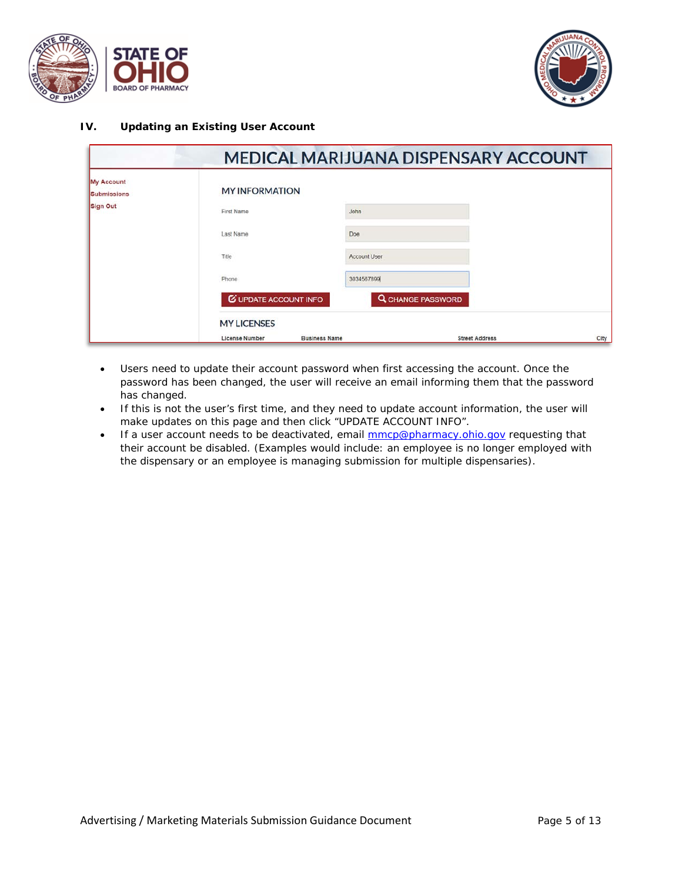## IV. Updating an Existing User Account

- Users need to update their account password when first accessing the account. Once the password has been changed, the user will receive an email informing them that the password has changed.
- If this is not the user's first time, and they need to update account information, the user will make updates on this page and then click "UPDATE ACCOUNT INFO".
- If a user account needs to be deactivated, email mmcp@pharmacy.ohio.gov requesting that their account be disabled. (Examples would include: an employee is no longer employed with the dispensary or an employee is managing submission for multiple dispensaries).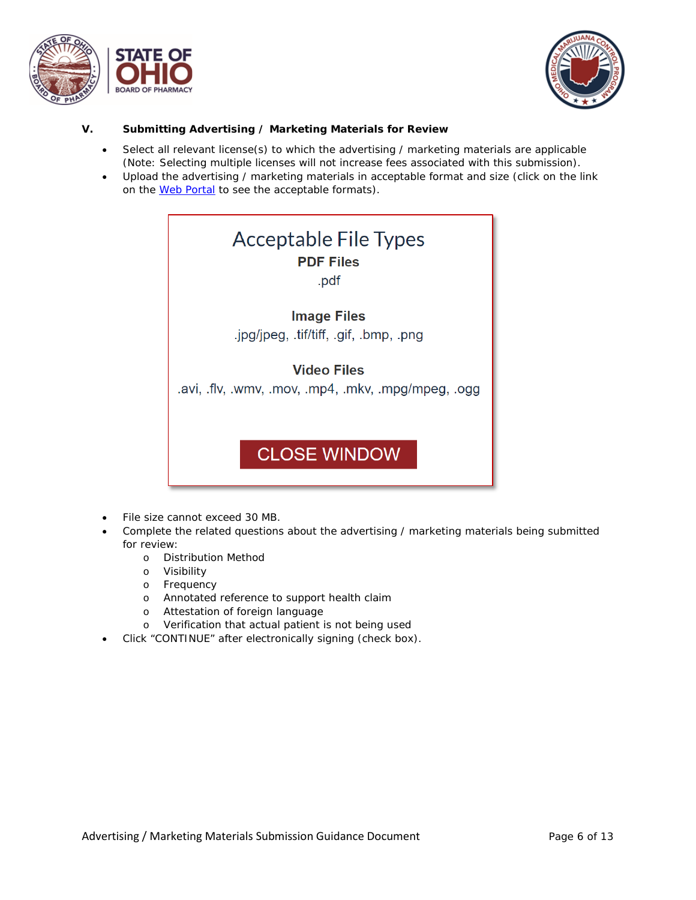## V. Submitting Advertising / Marketing Materials for Review

- Select all relevant license(s) to which the advertising / marketing materials are applicable (Note: Selecting multiple licenses will not increase fees associated with this submission).
- Upload the advertising / marketing materials in acceptable format and size (click on the link on the Web Portal to see the acceptable formats).

Acceptable File Types

**PDF Files**

.pdf

**Image Files**

.jpg/jpeg, .tif/tiff, .gif, .bmp, .png

**Video Files**

.avi, .flv, .wmv, .mov, .mp4, .mkv, .mpg/mpeg, .ogg

CLOSE WINDOW

- File size cannot exceed 30 MB.
- Complete the related questions about the advertising / marketing materials being submitted for review:
  - Distribution Method
  - Visibility
  - Frequency
  - Annotated reference to support health claim
  - Attestation of foreign language
  - Verification that actual patient is not being used
- Click "CONTINUE" after electronically signing (check box).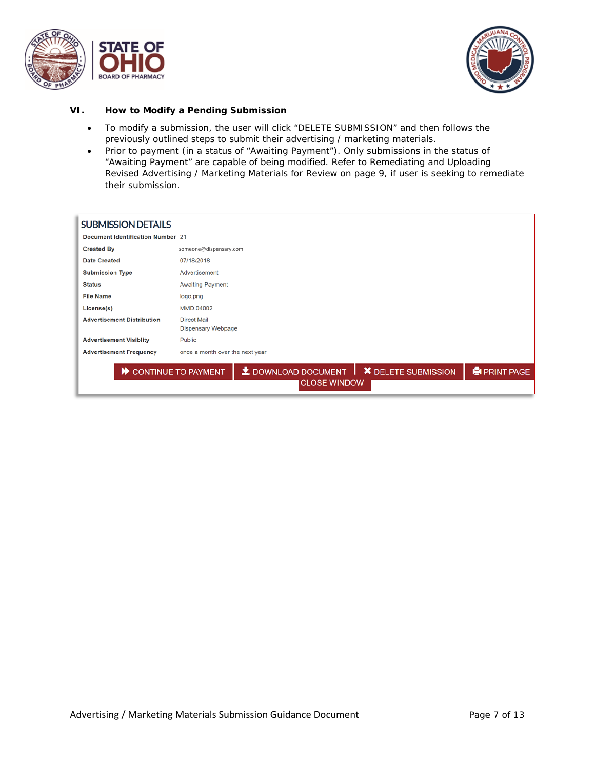### VI. How to Modify a Pending Submission

- To modify a submission, the user will click "DELETE SUBMISSION" and then follows the previously outlined steps to submit their advertising / marketing materials.
- Prior to payment (in a status of "Awaiting Payment"). Only submissions in the status of "Awaiting Payment" are capable of being modified. Refer to Remediating and Uploading Revised Advertising / Marketing Materials for Review on page 9, if user is seeking to remediate their submission.

**SUBMISSION DETAILS**

| | |
|---|---|
| Document Identification Number | 21 |
| Created By | someone@dispensary.com |
| Date Created | 07/18/2018 |
| Submission Type | Advertisement |
| Status | Awaiting Payment |
| File Name | logo.png |
| License(s) | MMD.04002 |
| Advertisement Distribution | Direct Mail<br>Dispensary Webpage |
| Advertisement Visiblity | Public |
| Advertisement Frequency | once a month over the next year |

CONTINUE TO PAYMENT | DOWNLOAD DOCUMENT | DELETE SUBMISSION | PRINT PAGE | CLOSE WINDOW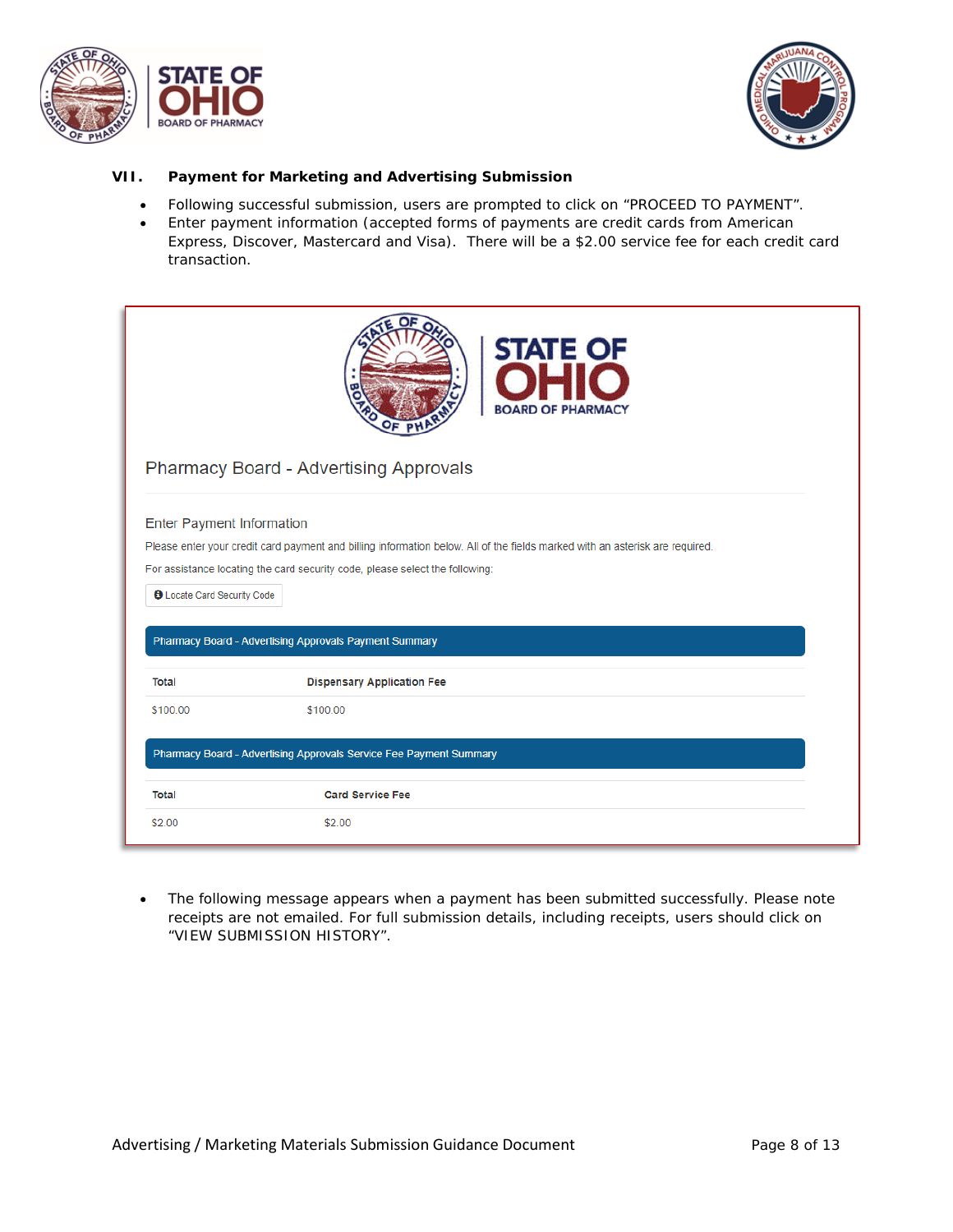## VII. Payment for Marketing and Advertising Submission

- Following successful submission, users are prompted to click on "PROCEED TO PAYMENT".
- Enter payment information (accepted forms of payments are credit cards from American Express, Discover, Mastercard and Visa). There will be a $2.00 service fee for each credit card transaction.

Pharmacy Board - Advertising Approvals

Enter Payment Information

Please enter your credit card payment and billing information below. All of the fields marked with an asterisk are required.

For assistance locating the card security code, please select the following:

Locate Card Security Code

**Pharmacy Board - Advertising Approvals Payment Summary**

| Total | Dispensary Application Fee |
|---|---|
| $100.00 | $100.00 |

**Pharmacy Board - Advertising Approvals Service Fee Payment Summary**

| Total | Card Service Fee |
|---|---|
| $2.00 | $2.00 |

- The following message appears when a payment has been submitted successfully. Please note receipts are not emailed. For full submission details, including receipts, users should click on "VIEW SUBMISSION HISTORY".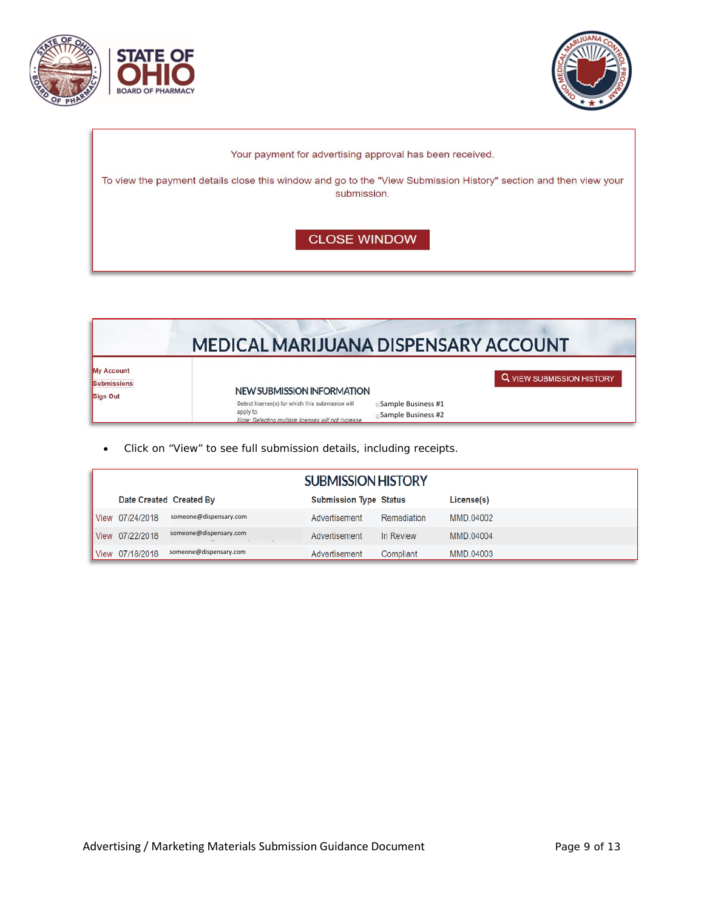Your payment for advertising approval has been received.

To view the payment details close this window and go to the "View Submission History" section and then view your submission.

CLOSE WINDOW

MEDICAL MARIJUANA DISPENSARY ACCOUNT

My Account
Submissions
Sign Out

VIEW SUBMISSION HISTORY

NEW SUBMISSION INFORMATION

Select license(s) for which this submission will apply to
*Note: Selecting multiple licenses will not increase*

Sample Business #1
Sample Business #2

- Click on "View" to see full submission details, including receipts.

SUBMISSION HISTORY

| | Date Created | Created By | Submission Type | Status | License(s) |
|---|---|---|---|---|---|
| View | 07/24/2018 | someone@dispensary.com | Advertisement | Remediation | MMD.04002 |
| View | 07/22/2018 | someone@dispensary.com | Advertisement | In Review | MMD.04004 |
| View | 07/18/2018 | someone@dispensary.com | Advertisement | Compliant | MMD.04003 |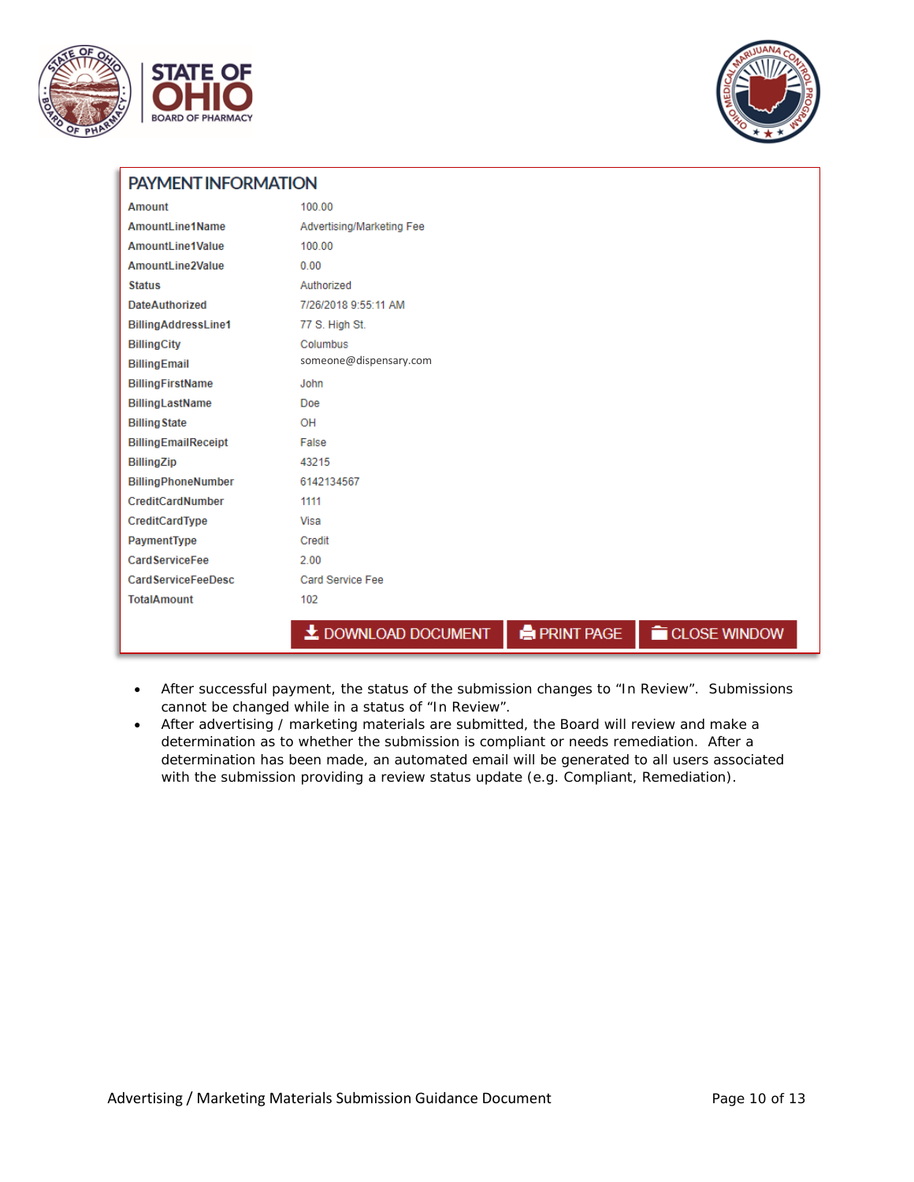## PAYMENT INFORMATION

| | |
|---|---|
| Amount | 100.00 |
| AmountLine1Name | Advertising/Marketing Fee |
| AmountLine1Value | 100.00 |
| AmountLine2Value | 0.00 |
| Status | Authorized |
| DateAuthorized | 7/26/2018 9:55:11 AM |
| BillingAddressLine1 | 77 S. High St. |
| BillingCity | Columbus |
| BillingEmail | someone@dispensary.com |
| BillingFirstName | John |
| BillingLastName | Doe |
| BillingState | OH |
| BillingEmailReceipt | False |
| BillingZip | 43215 |
| BillingPhoneNumber | 6142134567 |
| CreditCardNumber | 1111 |
| CreditCardType | Visa |
| PaymentType | Credit |
| CardServiceFee | 2.00 |
| CardServiceFeeDesc | Card Service Fee |
| TotalAmount | 102 |

DOWNLOAD DOCUMENT | PRINT PAGE | CLOSE WINDOW

- After successful payment, the status of the submission changes to "In Review". Submissions cannot be changed while in a status of "In Review".
- After advertising / marketing materials are submitted, the Board will review and make a determination as to whether the submission is compliant or needs remediation. After a determination has been made, an automated email will be generated to all users associated with the submission providing a review status update (e.g. Compliant, Remediation).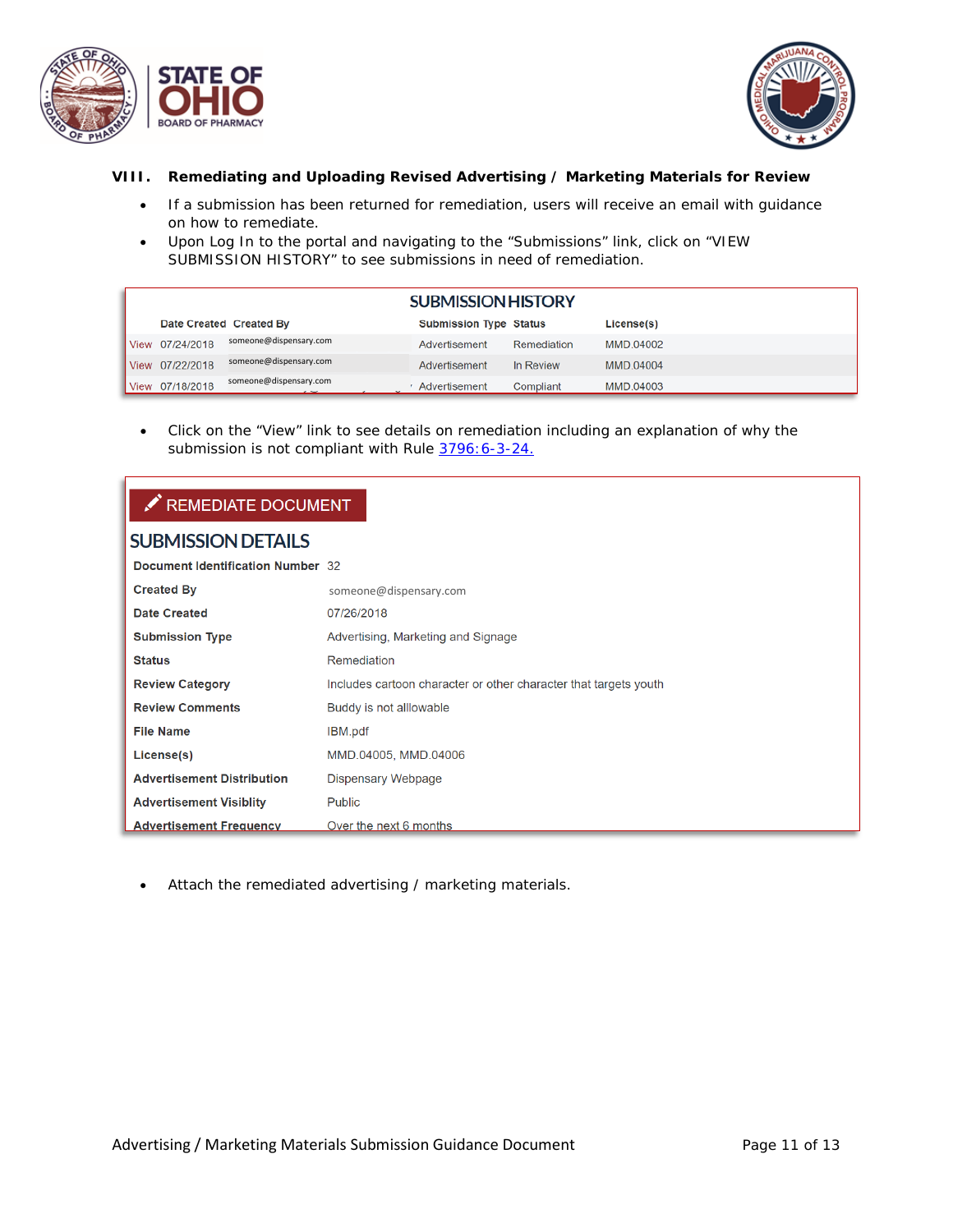## VIII. Remediating and Uploading Revised Advertising / Marketing Materials for Review

- If a submission has been returned for remediation, users will receive an email with guidance on how to remediate.
- Upon Log In to the portal and navigating to the "Submissions" link, click on "VIEW SUBMISSION HISTORY" to see submissions in need of remediation.

**SUBMISSION HISTORY**

| | Date Created | Created By | Submission Type | Status | License(s) |
|---|---|---|---|---|---|
| View | 07/24/2018 | someone@dispensary.com | Advertisement | Remediation | MMD.04002 |
| View | 07/22/2018 | someone@dispensary.com | Advertisement | In Review | MMD.04004 |
| View | 07/18/2018 | someone@dispensary.com | Advertisement | Compliant | MMD.04003 |

- Click on the "View" link to see details on remediation including an explanation of why the submission is not compliant with Rule [3796:6-3-24.]()

**REMEDIATE DOCUMENT**

**SUBMISSION DETAILS**

| | |
|---|---|
| **Document Identification Number** | 32 |
| **Created By** | someone@dispensary.com |
| **Date Created** | 07/26/2018 |
| **Submission Type** | Advertising, Marketing and Signage |
| **Status** | Remediation |
| **Review Category** | Includes cartoon character or other character that targets youth |
| **Review Comments** | Buddy is not allowable |
| **File Name** | IBM.pdf |
| **License(s)** | MMD.04005, MMD.04006 |
| **Advertisement Distribution** | Dispensary Webpage |
| **Advertisement Visiblity** | Public |
| **Advertisement Frequency** | Over the next 6 months |

- Attach the remediated advertising / marketing materials.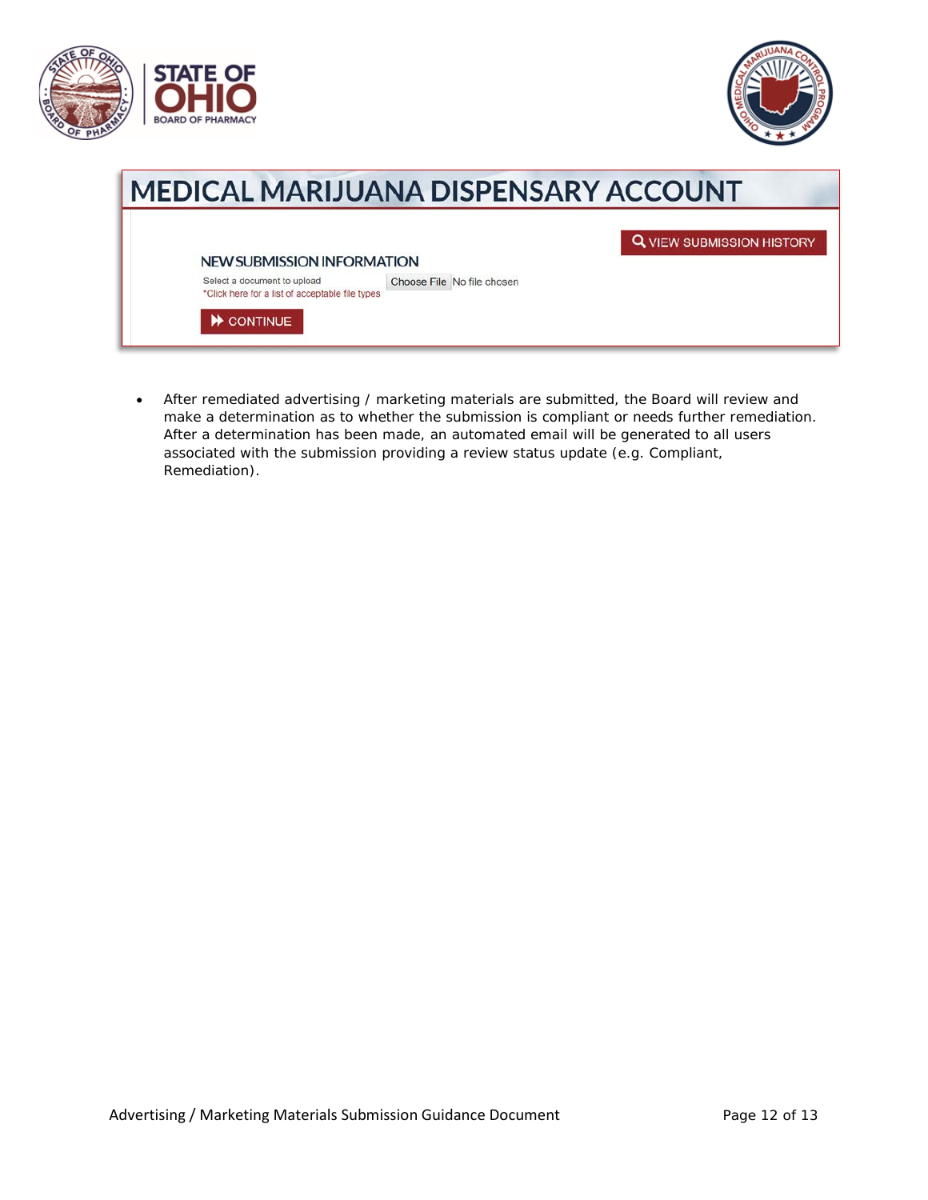MEDICAL MARIJUANA DISPENSARY ACCOUNT

VIEW SUBMISSION HISTORY

NEW SUBMISSION INFORMATION

Select a document to upload  Choose File  No file chosen

*Click here for a list of acceptable file types

CONTINUE

- After remediated advertising / marketing materials are submitted, the Board will review and make a determination as to whether the submission is compliant or needs further remediation. After a determination has been made, an automated email will be generated to all users associated with the submission providing a review status update (e.g. Compliant, Remediation).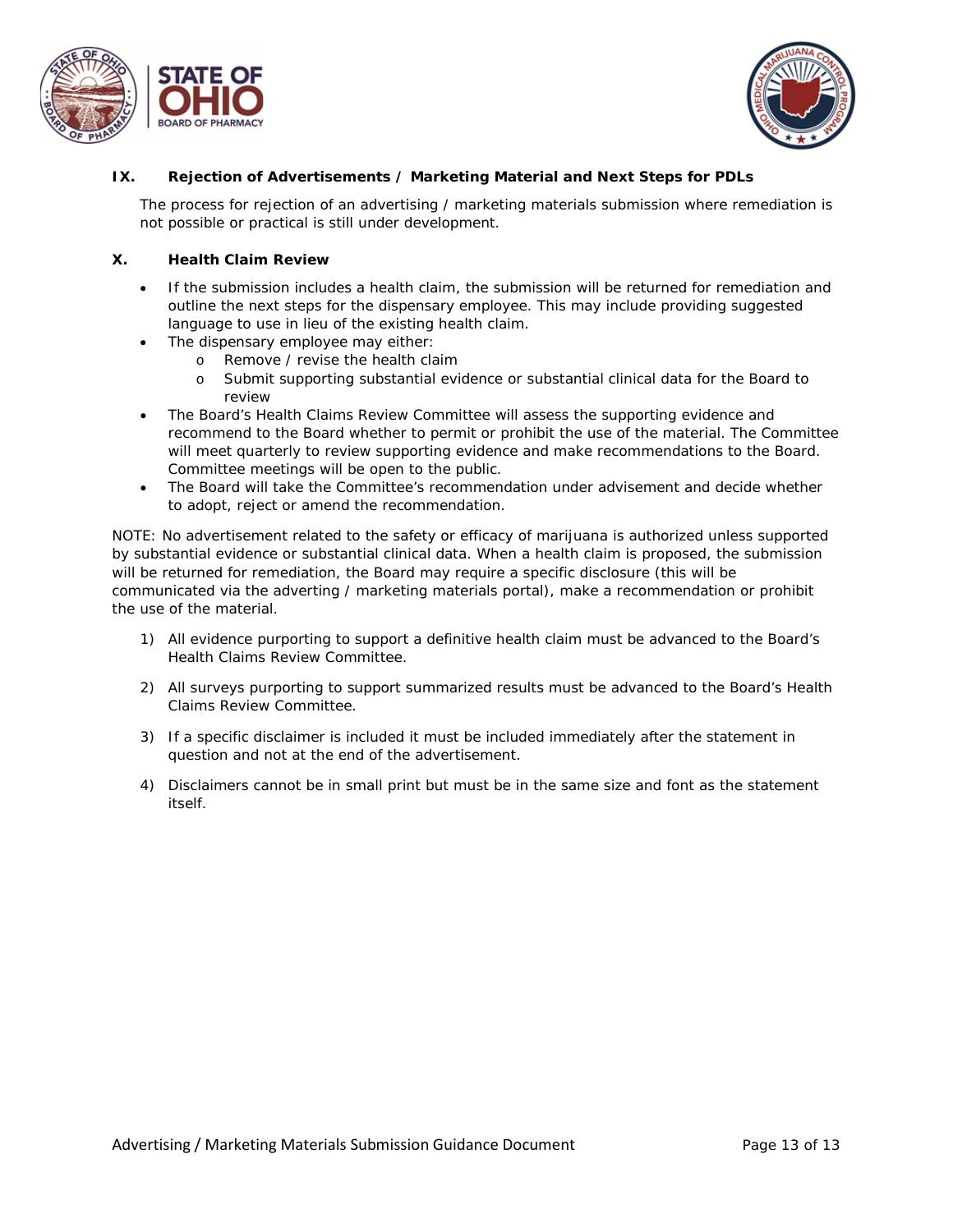## IX. Rejection of Advertisements / Marketing Material and Next Steps for PDLs

The process for rejection of an advertising / marketing materials submission where remediation is not possible or practical is still under development.

## X. Health Claim Review

- If the submission includes a health claim, the submission will be returned for remediation and outline the next steps for the dispensary employee. This may include providing suggested language to use in lieu of the existing health claim.
- The dispensary employee may either:
  - Remove / revise the health claim
  - Submit supporting substantial evidence or substantial clinical data for the Board to review
- The Board's Health Claims Review Committee will assess the supporting evidence and recommend to the Board whether to permit or prohibit the use of the material. The Committee will meet quarterly to review supporting evidence and make recommendations to the Board. Committee meetings will be open to the public.
- The Board will take the Committee's recommendation under advisement and decide whether to adopt, reject or amend the recommendation.

NOTE: No advertisement related to the safety or efficacy of marijuana is authorized unless supported by substantial evidence or substantial clinical data. When a health claim is proposed, the submission will be returned for remediation, the Board may require a specific disclosure (this will be communicated via the adverting / marketing materials portal), make a recommendation or prohibit the use of the material.

1) All evidence purporting to support a definitive health claim must be advanced to the Board's Health Claims Review Committee.

2) All surveys purporting to support summarized results must be advanced to the Board's Health Claims Review Committee.

3) If a specific disclaimer is included it must be included immediately after the statement in question and not at the end of the advertisement.

4) Disclaimers cannot be in small print but must be in the same size and font as the statement itself.